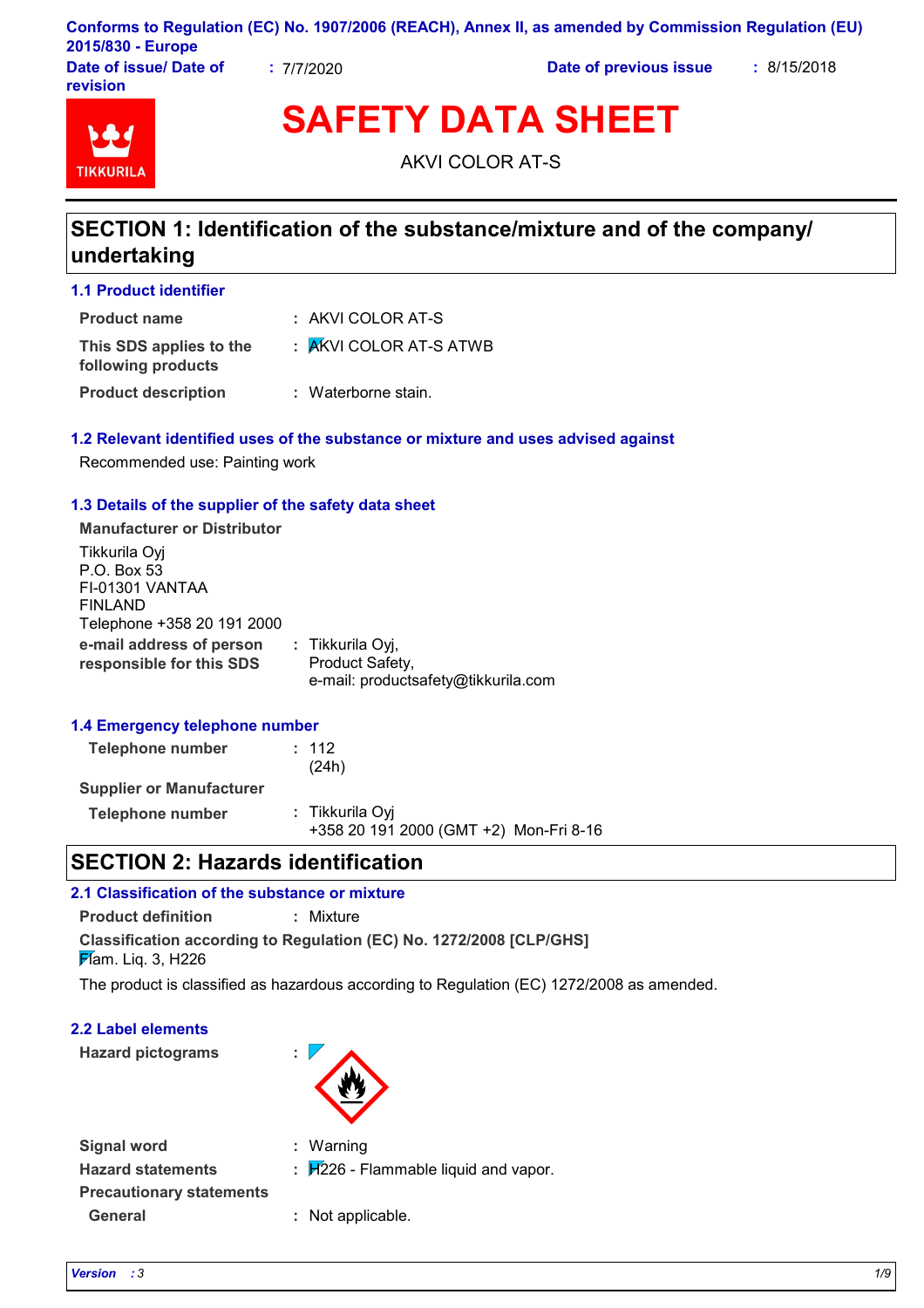Conforms to Regulation (EC) No. 1907/2006 (REACH), Annex II, as amended by Commission Regulation (EU) 2015/830 - Europe

**Date of issue/ Date of revision** : 7/7/2020  **Date of previous issue** : 8/15/2018

# SAFETY DATA SHEET

AKVI COLOR AT-S

## SECTION 1: Identification of the substance/mixture and of the company/ undertaking

### 1.1 Product identifier

**Product name** : AKVI COLOR AT-S

**This SDS applies to the following products** : AKVI COLOR AT-S ATWB

**Product description** : Waterborne stain.

### 1.2 Relevant identified uses of the substance or mixture and uses advised against

Recommended use: Painting work

### 1.3 Details of the supplier of the safety data sheet

**Manufacturer or Distributor**

Tikkurila Oyj
P.O. Box 53
FI-01301 VANTAA
FINLAND
Telephone +358 20 191 2000

**e-mail address of person responsible for this SDS** : Tikkurila Oyj, Product Safety, e-mail: productsafety@tikkurila.com

### 1.4 Emergency telephone number

**Telephone number** : 112 (24h)

**Supplier or Manufacturer**

**Telephone number** : Tikkurila Oyj
+358 20 191 2000 (GMT +2) Mon-Fri 8-16

## SECTION 2: Hazards identification

### 2.1 Classification of the substance or mixture

**Product definition** : Mixture

**Classification according to Regulation (EC) No. 1272/2008 [CLP/GHS]**

Flam. Liq. 3, H226

The product is classified as hazardous according to Regulation (EC) 1272/2008 as amended.

### 2.2 Label elements

**Hazard pictograms** :

**Signal word** : Warning

**Hazard statements** : H226 - Flammable liquid and vapor.

**Precautionary statements**

**General** : Not applicable.

*Version : 3*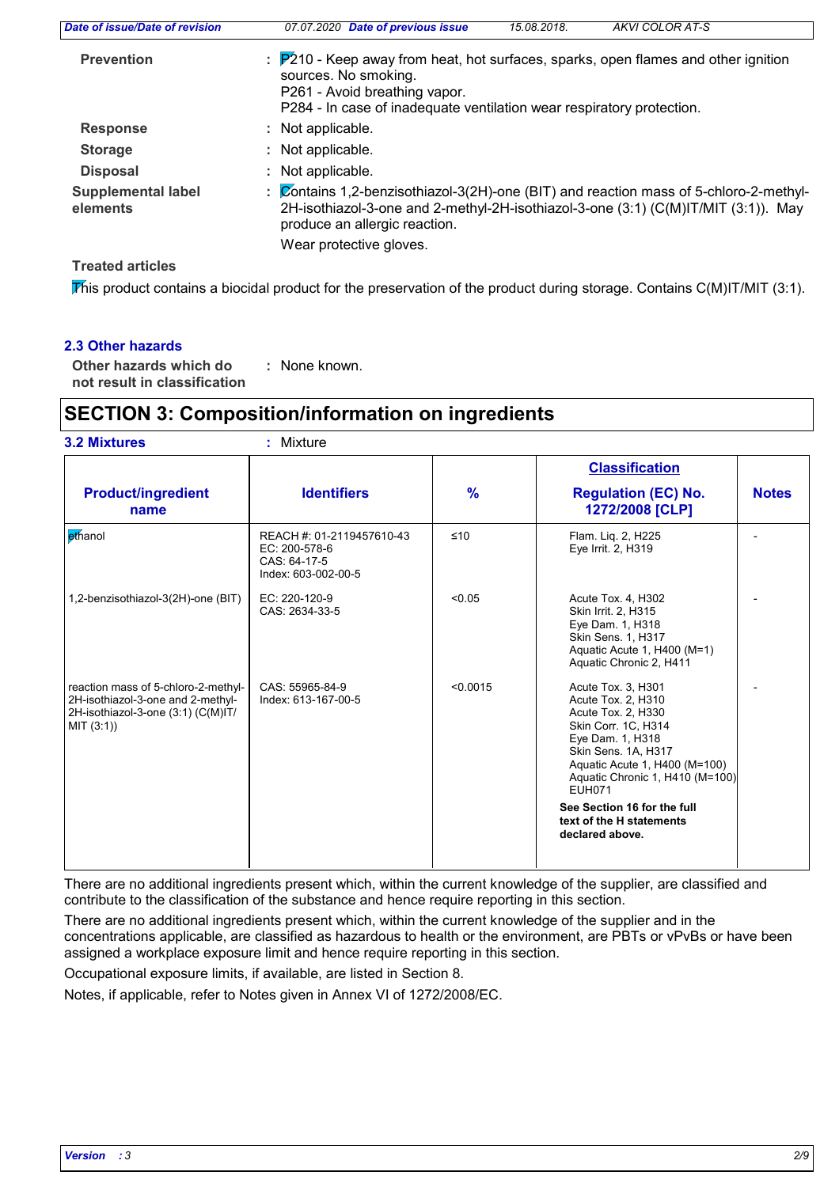**Prevention** : P210 - Keep away from heat, hot surfaces, sparks, open flames and other ignition sources. No smoking.
P261 - Avoid breathing vapor.
P284 - In case of inadequate ventilation wear respiratory protection.

**Response** : Not applicable.

**Storage** : Not applicable.

**Disposal** : Not applicable.

**Supplemental label elements** : Contains 1,2-benzisothiazol-3(2H)-one (BIT) and reaction mass of 5-chloro-2-methyl-2H-isothiazol-3-one and 2-methyl-2H-isothiazol-3-one (3:1) (C(M)IT/MIT (3:1)). May produce an allergic reaction.
Wear protective gloves.

**Treated articles**

This product contains a biocidal product for the preservation of the product during storage. Contains C(M)IT/MIT (3:1).

### 2.3 Other hazards

**Other hazards which do not result in classification** : None known.

## SECTION 3: Composition/information on ingredients

### 3.2 Mixtures : Mixture

| Product/ingredient name | Identifiers | % | Classification<br>Regulation (EC) No. 1272/2008 [CLP] | Notes |
|---|---|---|---|---|
| ethanol | REACH #: 01-2119457610-43<br>EC: 200-578-6<br>CAS: 64-17-5<br>Index: 603-002-00-5 | ≤10 | Flam. Liq. 2, H225<br>Eye Irrit. 2, H319 | - |
| 1,2-benzisothiazol-3(2H)-one (BIT) | EC: 220-120-9<br>CAS: 2634-33-5 | <0.05 | Acute Tox. 4, H302<br>Skin Irrit. 2, H315<br>Eye Dam. 1, H318<br>Skin Sens. 1, H317<br>Aquatic Acute 1, H400 (M=1)<br>Aquatic Chronic 2, H411 | - |
| reaction mass of 5-chloro-2-methyl-2H-isothiazol-3-one and 2-methyl-2H-isothiazol-3-one (3:1) (C(M)IT/MIT (3:1)) | CAS: 55965-84-9<br>Index: 613-167-00-5 | <0.0015 | Acute Tox. 3, H301<br>Acute Tox. 2, H310<br>Acute Tox. 2, H330<br>Skin Corr. 1C, H314<br>Eye Dam. 1, H318<br>Skin Sens. 1A, H317<br>Aquatic Acute 1, H400 (M=100)<br>Aquatic Chronic 1, H410 (M=100)<br>EUH071<br>**See Section 16 for the full text of the H statements declared above.** | - |

There are no additional ingredients present which, within the current knowledge of the supplier, are classified and contribute to the classification of the substance and hence require reporting in this section.

There are no additional ingredients present which, within the current knowledge of the supplier and in the concentrations applicable, are classified as hazardous to health or the environment, are PBTs or vPvBs or have been assigned a workplace exposure limit and hence require reporting in this section.

Occupational exposure limits, if available, are listed in Section 8.

Notes, if applicable, refer to Notes given in Annex VI of 1272/2008/EC.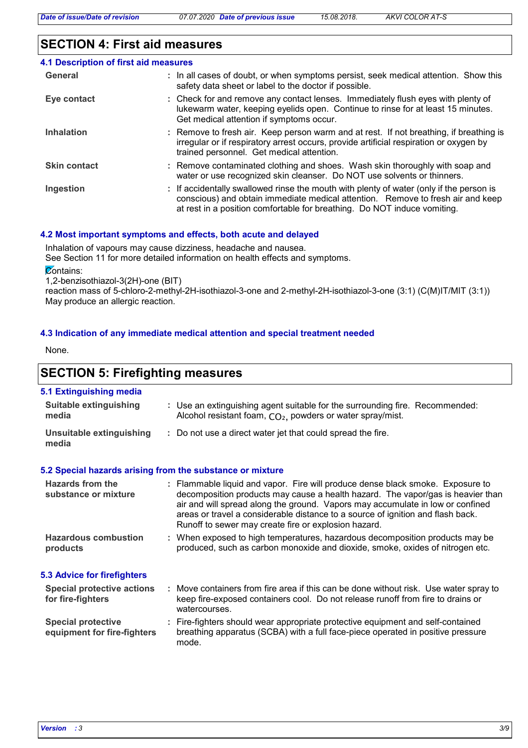## SECTION 4: First aid measures

### 4.1 Description of first aid measures

| | |
|---|---|
| **General** | : In all cases of doubt, or when symptoms persist, seek medical attention. Show this safety data sheet or label to the doctor if possible. |
| **Eye contact** | : Check for and remove any contact lenses. Immediately flush eyes with plenty of lukewarm water, keeping eyelids open. Continue to rinse for at least 15 minutes. Get medical attention if symptoms occur. |
| **Inhalation** | : Remove to fresh air. Keep person warm and at rest. If not breathing, if breathing is irregular or if respiratory arrest occurs, provide artificial respiration or oxygen by trained personnel. Get medical attention. |
| **Skin contact** | : Remove contaminated clothing and shoes. Wash skin thoroughly with soap and water or use recognized skin cleanser. Do NOT use solvents or thinners. |
| **Ingestion** | : If accidentally swallowed rinse the mouth with plenty of water (only if the person is conscious) and obtain immediate medical attention. Remove to fresh air and keep at rest in a position comfortable for breathing. Do NOT induce vomiting. |

### 4.2 Most important symptoms and effects, both acute and delayed

Inhalation of vapours may cause dizziness, headache and nausea.
See Section 11 for more detailed information on health effects and symptoms.

Contains:
1,2-benzisothiazol-3(2H)-one (BIT)
reaction mass of 5-chloro-2-methyl-2H-isothiazol-3-one and 2-methyl-2H-isothiazol-3-one (3:1) (C(M)IT/MIT (3:1))
May produce an allergic reaction.

### 4.3 Indication of any immediate medical attention and special treatment needed

None.

## SECTION 5: Firefighting measures

### 5.1 Extinguishing media

| | |
|---|---|
| **Suitable extinguishing media** | : Use an extinguishing agent suitable for the surrounding fire. Recommended: Alcohol resistant foam, $CO_2$, powders or water spray/mist. |
| **Unsuitable extinguishing media** | : Do not use a direct water jet that could spread the fire. |

### 5.2 Special hazards arising from the substance or mixture

| | |
|---|---|
| **Hazards from the substance or mixture** | : Flammable liquid and vapor. Fire will produce dense black smoke. Exposure to decomposition products may cause a health hazard. The vapor/gas is heavier than air and will spread along the ground. Vapors may accumulate in low or confined areas or travel a considerable distance to a source of ignition and flash back. Runoff to sewer may create fire or explosion hazard. |
| **Hazardous combustion products** | : When exposed to high temperatures, hazardous decomposition products may be produced, such as carbon monoxide and dioxide, smoke, oxides of nitrogen etc. |

### 5.3 Advice for firefighters

| | |
|---|---|
| **Special protective actions for fire-fighters** | : Move containers from fire area if this can be done without risk. Use water spray to keep fire-exposed containers cool. Do not release runoff from fire to drains or watercourses. |
| **Special protective equipment for fire-fighters** | : Fire-fighters should wear appropriate protective equipment and self-contained breathing apparatus (SCBA) with a full face-piece operated in positive pressure mode. |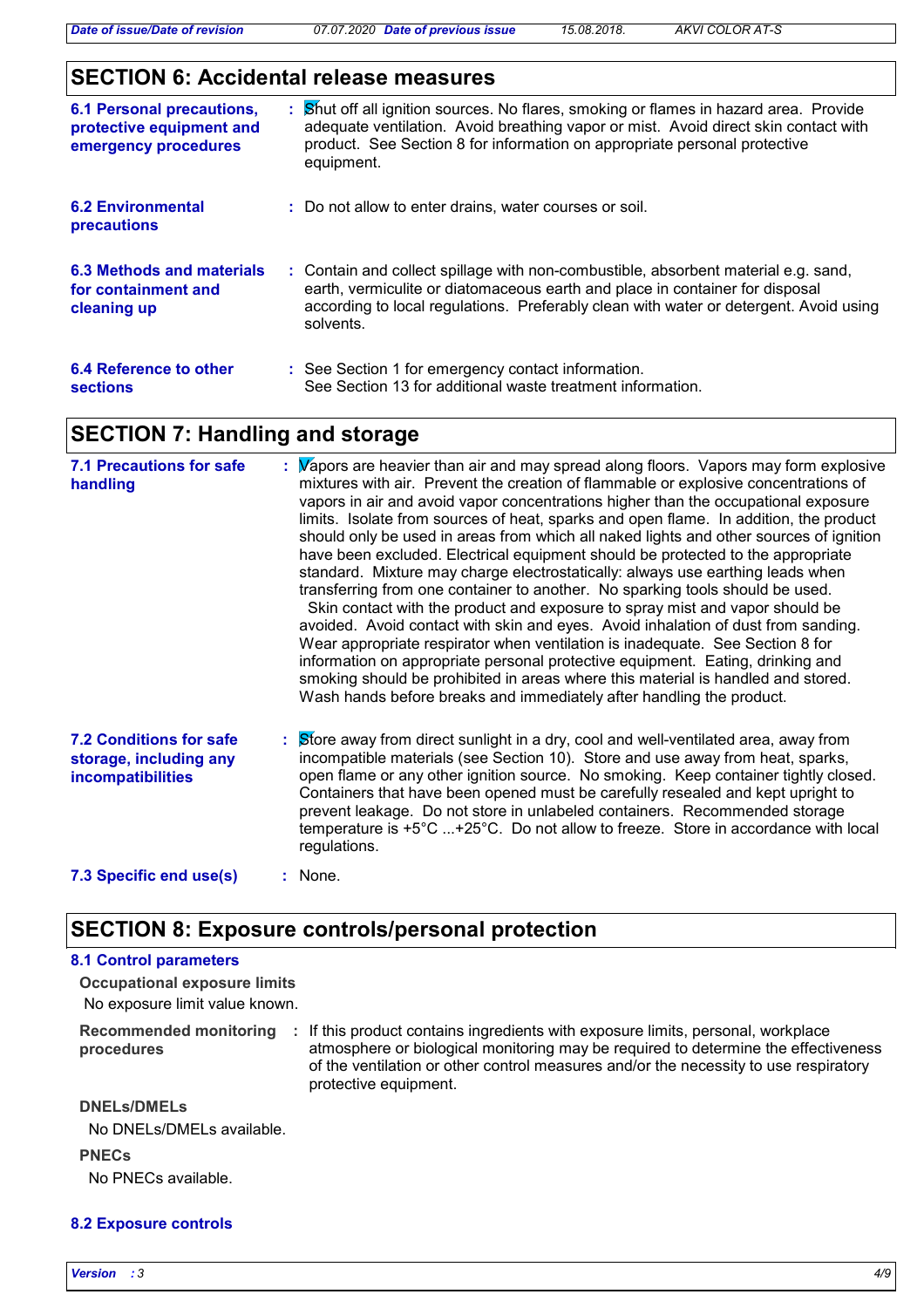## SECTION 6: Accidental release measures

**6.1 Personal precautions, protective equipment and emergency procedures** : Shut off all ignition sources. No flares, smoking or flames in hazard area. Provide adequate ventilation. Avoid breathing vapor or mist. Avoid direct skin contact with product. See Section 8 for information on appropriate personal protective equipment.

**6.2 Environmental precautions** : Do not allow to enter drains, water courses or soil.

**6.3 Methods and materials for containment and cleaning up** : Contain and collect spillage with non-combustible, absorbent material e.g. sand, earth, vermiculite or diatomaceous earth and place in container for disposal according to local regulations. Preferably clean with water or detergent. Avoid using solvents.

**6.4 Reference to other sections** : See Section 1 for emergency contact information. See Section 13 for additional waste treatment information.

## SECTION 7: Handling and storage

**7.1 Precautions for safe handling** : Vapors are heavier than air and may spread along floors. Vapors may form explosive mixtures with air. Prevent the creation of flammable or explosive concentrations of vapors in air and avoid vapor concentrations higher than the occupational exposure limits. Isolate from sources of heat, sparks and open flame. In addition, the product should only be used in areas from which all naked lights and other sources of ignition have been excluded. Electrical equipment should be protected to the appropriate standard. Mixture may charge electrostatically: always use earthing leads when transferring from one container to another. No sparking tools should be used.
Skin contact with the product and exposure to spray mist and vapor should be avoided. Avoid contact with skin and eyes. Avoid inhalation of dust from sanding. Wear appropriate respirator when ventilation is inadequate. See Section 8 for information on appropriate personal protective equipment. Eating, drinking and smoking should be prohibited in areas where this material is handled and stored. Wash hands before breaks and immediately after handling the product.

**7.2 Conditions for safe storage, including any incompatibilities** : Store away from direct sunlight in a dry, cool and well-ventilated area, away from incompatible materials (see Section 10). Store and use away from heat, sparks, open flame or any other ignition source. No smoking. Keep container tightly closed. Containers that have been opened must be carefully resealed and kept upright to prevent leakage. Do not store in unlabeled containers. Recommended storage temperature is +5°C ...+25°C. Do not allow to freeze. Store in accordance with local regulations.

**7.3 Specific end use(s)** : None.

## SECTION 8: Exposure controls/personal protection

### 8.1 Control parameters

**Occupational exposure limits**

No exposure limit value known.

**Recommended monitoring procedures** : If this product contains ingredients with exposure limits, personal, workplace atmosphere or biological monitoring may be required to determine the effectiveness of the ventilation or other control measures and/or the necessity to use respiratory protective equipment.

**DNELs/DMELs**

No DNELs/DMELs available.

**PNECs**

No PNECs available.

### 8.2 Exposure controls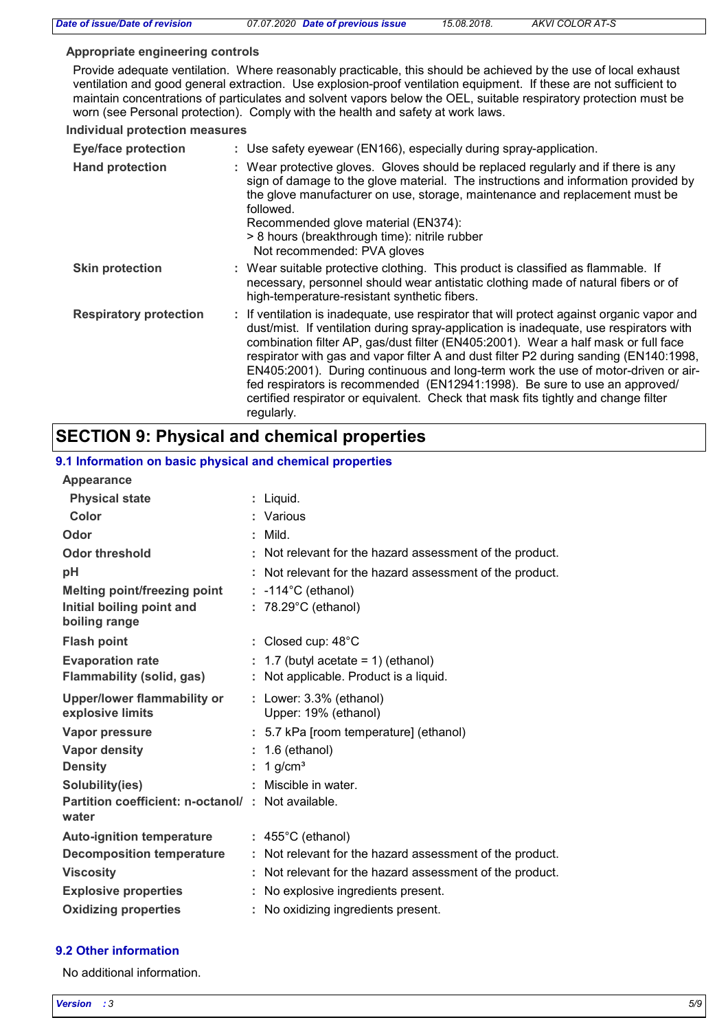**Appropriate engineering controls**

Provide adequate ventilation. Where reasonably practicable, this should be achieved by the use of local exhaust ventilation and good general extraction. Use explosion-proof ventilation equipment. If these are not sufficient to maintain concentrations of particulates and solvent vapors below the OEL, suitable respiratory protection must be worn (see Personal protection). Comply with the health and safety at work laws.

**Individual protection measures**

| | |
|---|---|
| **Eye/face protection** | : Use safety eyewear (EN166), especially during spray-application. |
| **Hand protection** | : Wear protective gloves. Gloves should be replaced regularly and if there is any sign of damage to the glove material. The instructions and information provided by the glove manufacturer on use, storage, maintenance and replacement must be followed.<br>Recommended glove material (EN374):<br>> 8 hours (breakthrough time): nitrile rubber<br>Not recommended: PVA gloves |
| **Skin protection** | : Wear suitable protective clothing. This product is classified as flammable. If necessary, personnel should wear antistatic clothing made of natural fibers or of high-temperature-resistant synthetic fibers. |
| **Respiratory protection** | : If ventilation is inadequate, use respirator that will protect against organic vapor and dust/mist. If ventilation during spray-application is inadequate, use respirators with combination filter AP, gas/dust filter (EN405:2001). Wear a half mask or full face respirator with gas and vapor filter A and dust filter P2 during sanding (EN140:1998, EN405:2001). During continuous and long-term work the use of motor-driven or air-fed respirators is recommended (EN12941:1998). Be sure to use an approved/ certified respirator or equivalent. Check that mask fits tightly and change filter regularly. |

# SECTION 9: Physical and chemical properties

## 9.1 Information on basic physical and chemical properties

| | |
|---|---|
| **Appearance** | |
| **Physical state** | : Liquid. |
| **Color** | : Various |
| **Odor** | : Mild. |
| **Odor threshold** | : Not relevant for the hazard assessment of the product. |
| **pH** | : Not relevant for the hazard assessment of the product. |
| **Melting point/freezing point** | : -114°C (ethanol) |
| **Initial boiling point and boiling range** | : 78.29°C (ethanol) |
| **Flash point** | : Closed cup: 48°C |
| **Evaporation rate** | : 1.7 (butyl acetate = 1) (ethanol) |
| **Flammability (solid, gas)** | : Not applicable. Product is a liquid. |
| **Upper/lower flammability or explosive limits** | : Lower: 3.3% (ethanol)<br>Upper: 19% (ethanol) |
| **Vapor pressure** | : 5.7 kPa [room temperature] (ethanol) |
| **Vapor density** | : 1.6 (ethanol) |
| **Density** | : 1 g/cm³ |
| **Solubility(ies)** | : Miscible in water. |
| **Partition coefficient: n-octanol/ water** | : Not available. |
| **Auto-ignition temperature** | : 455°C (ethanol) |
| **Decomposition temperature** | : Not relevant for the hazard assessment of the product. |
| **Viscosity** | : Not relevant for the hazard assessment of the product. |
| **Explosive properties** | : No explosive ingredients present. |
| **Oxidizing properties** | : No oxidizing ingredients present. |

## 9.2 Other information

No additional information.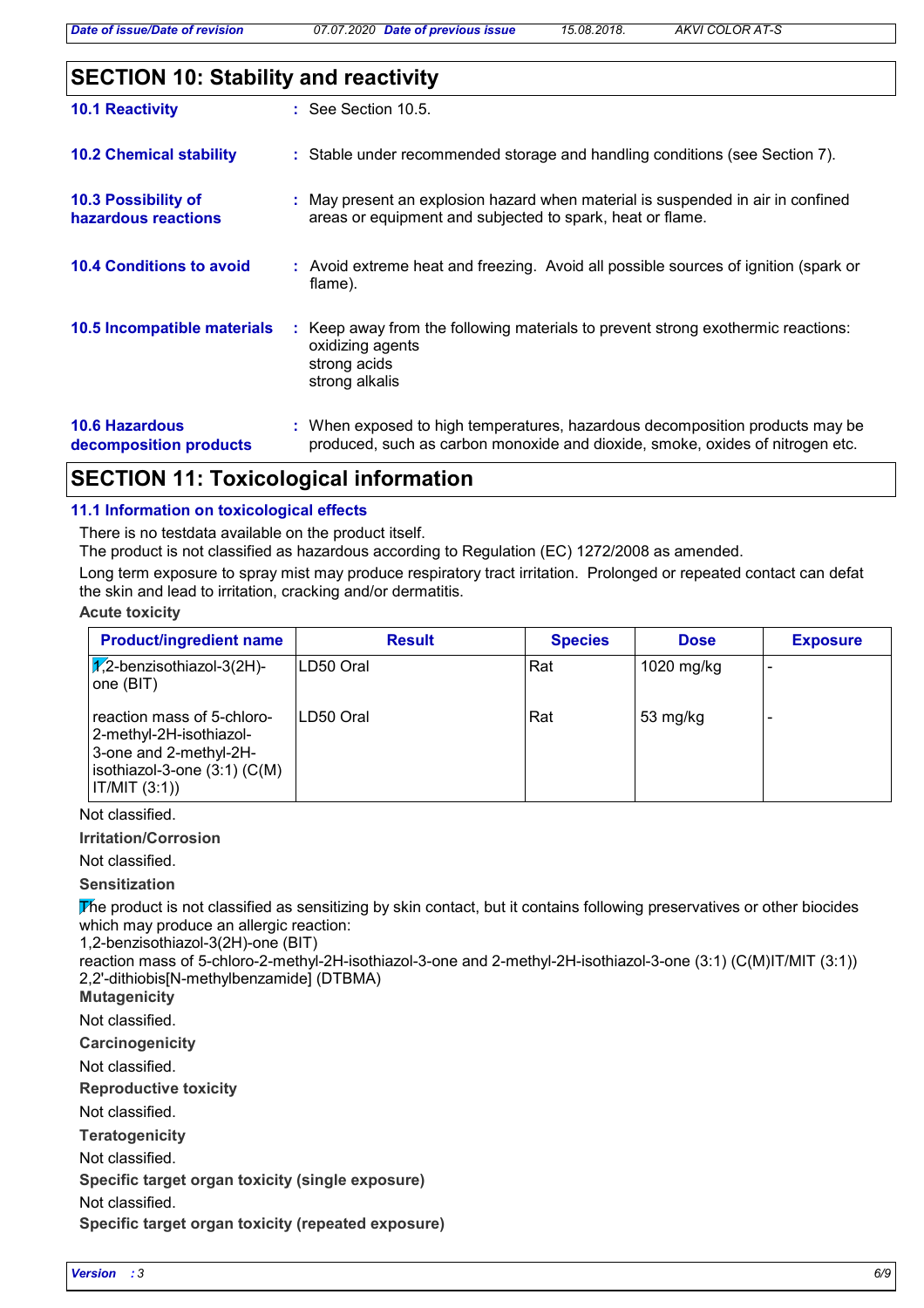## SECTION 10: Stability and reactivity

**10.1 Reactivity** : See Section 10.5.

**10.2 Chemical stability** : Stable under recommended storage and handling conditions (see Section 7).

**10.3 Possibility of hazardous reactions** : May present an explosion hazard when material is suspended in air in confined areas or equipment and subjected to spark, heat or flame.

**10.4 Conditions to avoid** : Avoid extreme heat and freezing. Avoid all possible sources of ignition (spark or flame).

**10.5 Incompatible materials** : Keep away from the following materials to prevent strong exothermic reactions:
oxidizing agents
strong acids
strong alkalis

**10.6 Hazardous decomposition products** : When exposed to high temperatures, hazardous decomposition products may be produced, such as carbon monoxide and dioxide, smoke, oxides of nitrogen etc.

## SECTION 11: Toxicological information

### 11.1 Information on toxicological effects

There is no testdata available on the product itself.
The product is not classified as hazardous according to Regulation (EC) 1272/2008 as amended.
Long term exposure to spray mist may produce respiratory tract irritation. Prolonged or repeated contact can defat the skin and lead to irritation, cracking and/or dermatitis.

**Acute toxicity**

| Product/ingredient name | Result | Species | Dose | Exposure |
|---|---|---|---|---|
| 1,2-benzisothiazol-3(2H)-one (BIT) | LD50 Oral | Rat | 1020 mg/kg | - |
| reaction mass of 5-chloro-2-methyl-2H-isothiazol-3-one and 2-methyl-2H-isothiazol-3-one (3:1) (C(M)IT/MIT (3:1)) | LD50 Oral | Rat | 53 mg/kg | - |

Not classified.

**Irritation/Corrosion**

Not classified.

**Sensitization**

The product is not classified as sensitizing by skin contact, but it contains following preservatives or other biocides which may produce an allergic reaction:
1,2-benzisothiazol-3(2H)-one (BIT)
reaction mass of 5-chloro-2-methyl-2H-isothiazol-3-one and 2-methyl-2H-isothiazol-3-one (3:1) (C(M)IT/MIT (3:1))
2,2'-dithiobis[N-methylbenzamide] (DTBMA)

**Mutagenicity**

Not classified.

**Carcinogenicity**

Not classified.

**Reproductive toxicity**

Not classified.

**Teratogenicity**

Not classified.

**Specific target organ toxicity (single exposure)**

Not classified.

**Specific target organ toxicity (repeated exposure)**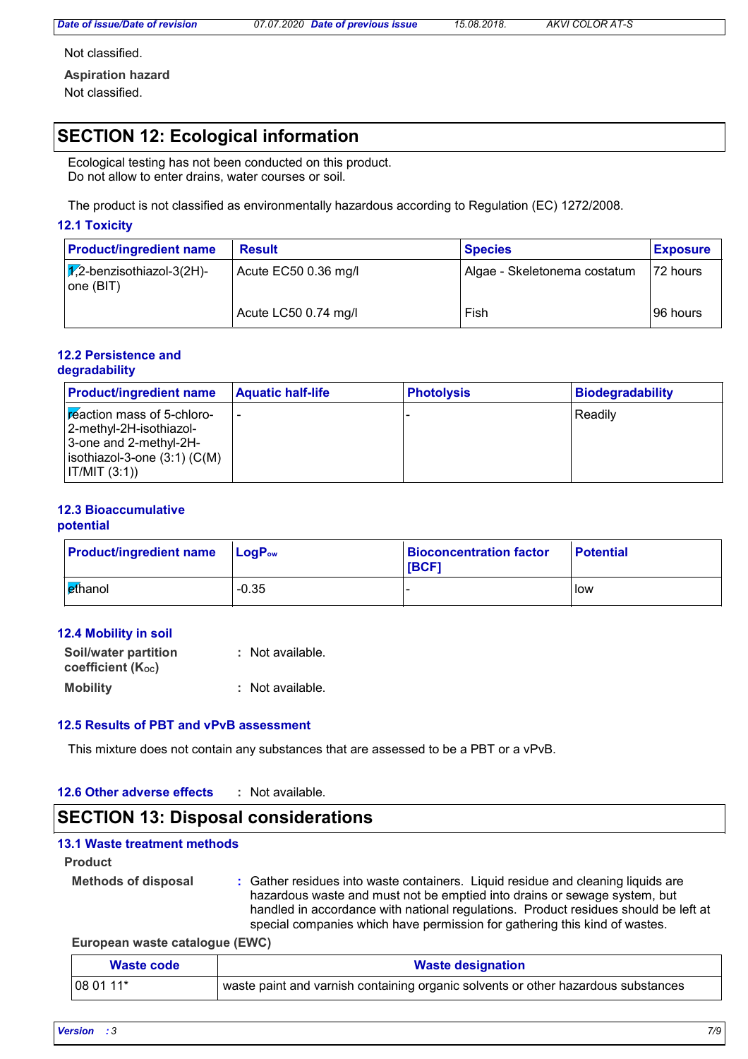Not classified.

**Aspiration hazard**

Not classified.

## SECTION 12: Ecological information

Ecological testing has not been conducted on this product.
Do not allow to enter drains, water courses or soil.

The product is not classified as environmentally hazardous according to Regulation (EC) 1272/2008.

### 12.1 Toxicity

| Product/ingredient name | Result | Species | Exposure |
|---|---|---|---|
| 1,2-benzisothiazol-3(2H)-one (BIT) | Acute EC50 0.36 mg/l | Algae - Skeletonema costatum | 72 hours |
| | Acute LC50 0.74 mg/l | Fish | 96 hours |

### 12.2 Persistence and degradability

| Product/ingredient name | Aquatic half-life | Photolysis | Biodegradability |
|---|---|---|---|
| reaction mass of 5-chloro-2-methyl-2H-isothiazol-3-one and 2-methyl-2H-isothiazol-3-one (3:1) (C(M) IT/MIT (3:1)) | - | - | Readily |

### 12.3 Bioaccumulative potential

| Product/ingredient name | $LogP_{ow}$ | Bioconcentration factor [BCF] | Potential |
|---|---|---|---|
| ethanol | -0.35 | - | low |

### 12.4 Mobility in soil

**Soil/water partition coefficient ($K_{OC}$)** : Not available.

**Mobility** : Not available.

### 12.5 Results of PBT and vPvB assessment

This mixture does not contain any substances that are assessed to be a PBT or a vPvB.

### 12.6 Other adverse effects : Not available.

## SECTION 13: Disposal considerations

### 13.1 Waste treatment methods

**Product**

**Methods of disposal** : Gather residues into waste containers. Liquid residue and cleaning liquids are hazardous waste and must not be emptied into drains or sewage system, but handled in accordance with national regulations. Product residues should be left at special companies which have permission for gathering this kind of wastes.

**European waste catalogue (EWC)**

| Waste code | Waste designation |
|---|---|
| 08 01 11* | waste paint and varnish containing organic solvents or other hazardous substances |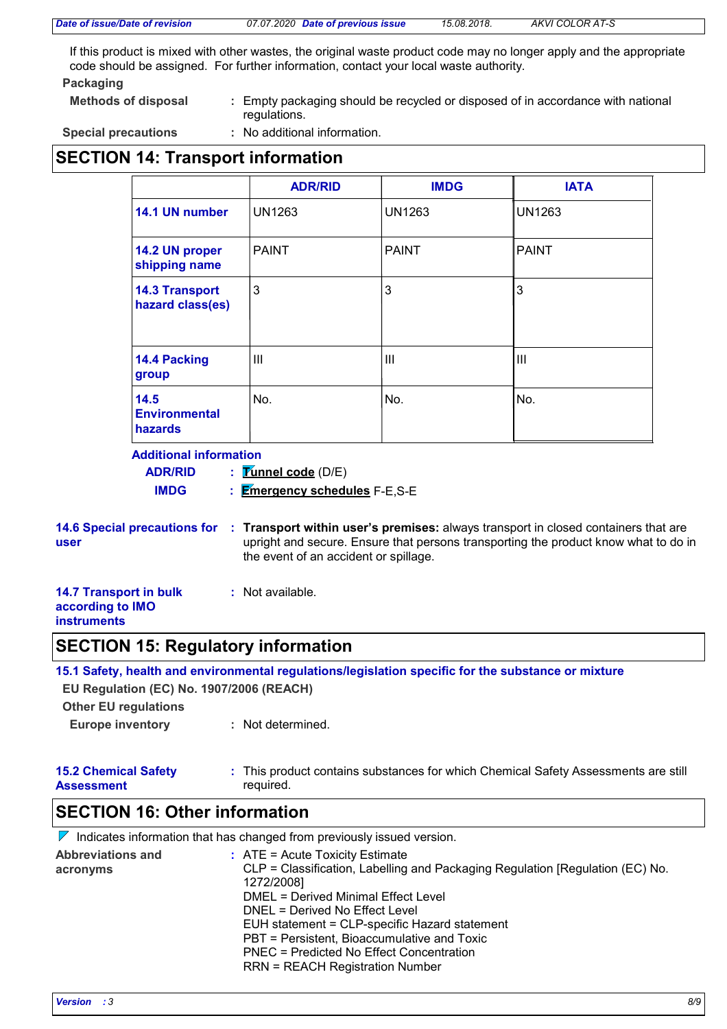If this product is mixed with other wastes, the original waste product code may no longer apply and the appropriate code should be assigned. For further information, contact your local waste authority.

**Packaging**

**Methods of disposal** : Empty packaging should be recycled or disposed of in accordance with national regulations.

**Special precautions** : No additional information.

## SECTION 14: Transport information

| | ADR/RID | IMDG | IATA |
|---|---|---|---|
| **14.1 UN number** | UN1263 | UN1263 | UN1263 |
| **14.2 UN proper shipping name** | PAINT | PAINT | PAINT |
| **14.3 Transport hazard class(es)** | 3 | 3 | 3 |
| **14.4 Packing group** | III | III | III |
| **14.5 Environmental hazards** | No. | No. | No. |

**Additional information**

**ADR/RID** : **Tunnel code** (D/E)

**IMDG** : **Emergency schedules** F-E,S-E

**14.6 Special precautions for user** : **Transport within user's premises:** always transport in closed containers that are upright and secure. Ensure that persons transporting the product know what to do in the event of an accident or spillage.

**14.7 Transport in bulk according to IMO instruments** : Not available.

## SECTION 15: Regulatory information

**15.1 Safety, health and environmental regulations/legislation specific for the substance or mixture**

**EU Regulation (EC) No. 1907/2006 (REACH)**

**Other EU regulations**

**Europe inventory** : Not determined.

**15.2 Chemical Safety Assessment** : This product contains substances for which Chemical Safety Assessments are still required.

## SECTION 16: Other information

Indicates information that has changed from previously issued version.

**Abbreviations and acronyms** : ATE = Acute Toxicity Estimate
CLP = Classification, Labelling and Packaging Regulation [Regulation (EC) No. 1272/2008]
DMEL = Derived Minimal Effect Level
DNEL = Derived No Effect Level
EUH statement = CLP-specific Hazard statement
PBT = Persistent, Bioaccumulative and Toxic
PNEC = Predicted No Effect Concentration
RRN = REACH Registration Number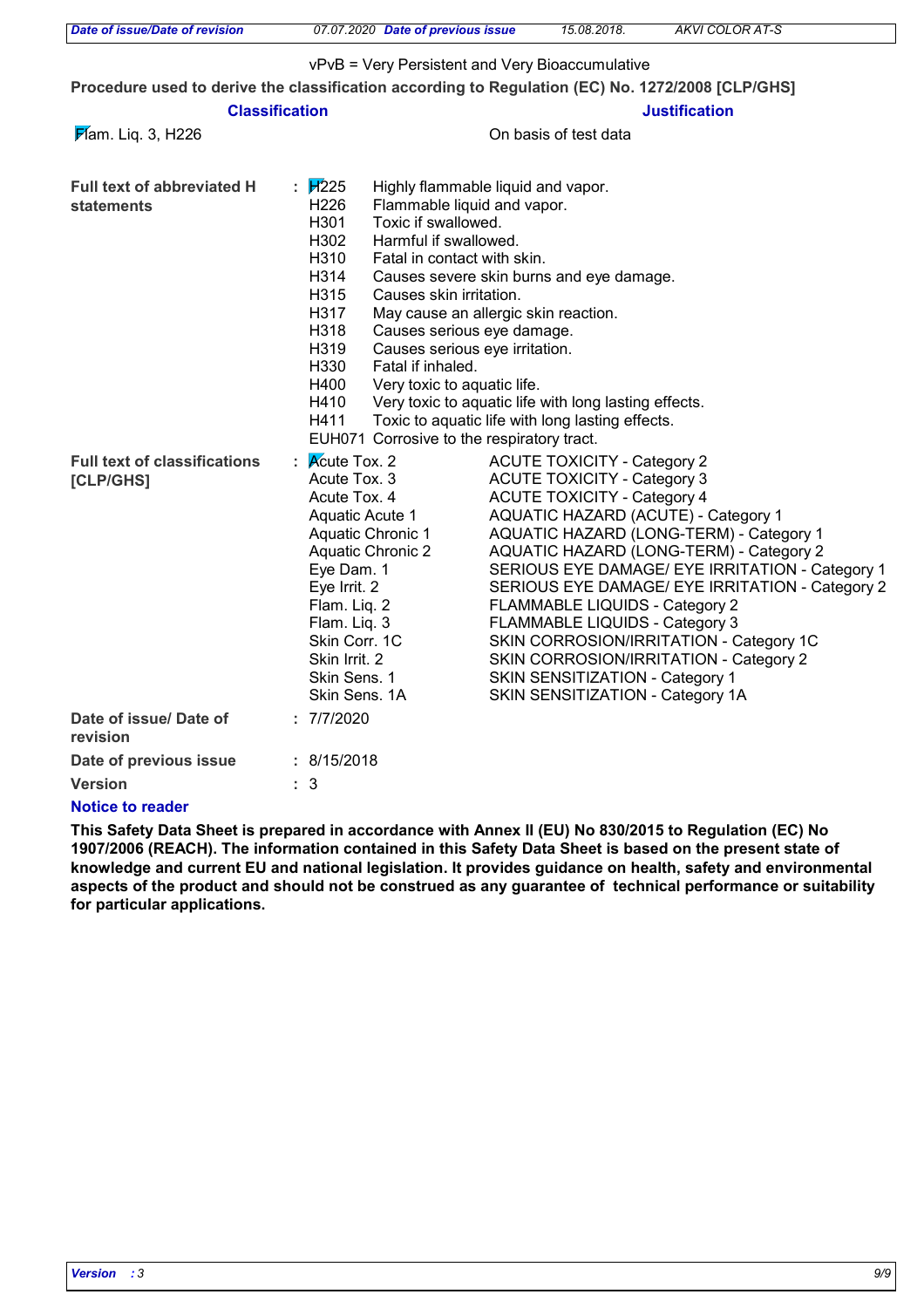vPvB = Very Persistent and Very Bioaccumulative

**Procedure used to derive the classification according to Regulation (EC) No. 1272/2008 [CLP/GHS]**

| Classification | Justification |
| --- | --- |
| Flam. Liq. 3, H226 | On basis of test data |

**Full text of abbreviated H statements** :

| | |
| --- | --- |
| H225 | Highly flammable liquid and vapor. |
| H226 | Flammable liquid and vapor. |
| H301 | Toxic if swallowed. |
| H302 | Harmful if swallowed. |
| H310 | Fatal in contact with skin. |
| H314 | Causes severe skin burns and eye damage. |
| H315 | Causes skin irritation. |
| H317 | May cause an allergic skin reaction. |
| H318 | Causes serious eye damage. |
| H319 | Causes serious eye irritation. |
| H330 | Fatal if inhaled. |
| H400 | Very toxic to aquatic life. |
| H410 | Very toxic to aquatic life with long lasting effects. |
| H411 | Toxic to aquatic life with long lasting effects. |
| EUH071 | Corrosive to the respiratory tract. |

**Full text of classifications [CLP/GHS]** :

| | |
| --- | --- |
| Acute Tox. 2 | ACUTE TOXICITY - Category 2 |
| Acute Tox. 3 | ACUTE TOXICITY - Category 3 |
| Acute Tox. 4 | ACUTE TOXICITY - Category 4 |
| Aquatic Acute 1 | AQUATIC HAZARD (ACUTE) - Category 1 |
| Aquatic Chronic 1 | AQUATIC HAZARD (LONG-TERM) - Category 1 |
| Aquatic Chronic 2 | AQUATIC HAZARD (LONG-TERM) - Category 2 |
| Eye Dam. 1 | SERIOUS EYE DAMAGE/ EYE IRRITATION - Category 1 |
| Eye Irrit. 2 | SERIOUS EYE DAMAGE/ EYE IRRITATION - Category 2 |
| Flam. Liq. 2 | FLAMMABLE LIQUIDS - Category 2 |
| Flam. Liq. 3 | FLAMMABLE LIQUIDS - Category 3 |
| Skin Corr. 1C | SKIN CORROSION/IRRITATION - Category 1C |
| Skin Irrit. 2 | SKIN CORROSION/IRRITATION - Category 2 |
| Skin Sens. 1 | SKIN SENSITIZATION - Category 1 |
| Skin Sens. 1A | SKIN SENSITIZATION - Category 1A |

**Date of issue/ Date of revision** : 7/7/2020

**Date of previous issue** : 8/15/2018

**Version** : 3

## Notice to reader

**This Safety Data Sheet is prepared in accordance with Annex II (EU) No 830/2015 to Regulation (EC) No 1907/2006 (REACH). The information contained in this Safety Data Sheet is based on the present state of knowledge and current EU and national legislation. It provides guidance on health, safety and environmental aspects of the product and should not be construed as any guarantee of technical performance or suitability for particular applications.**